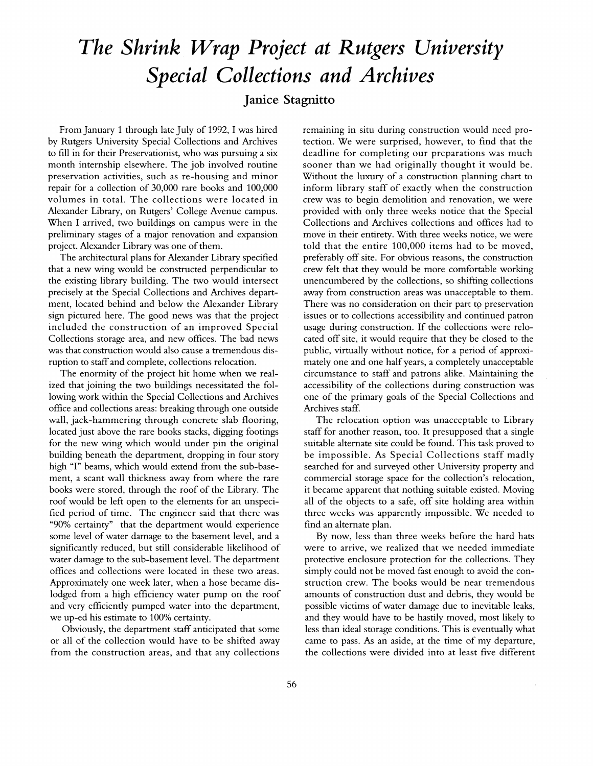# *The Shrink Wrap Project at Rutgers University Special Collections and Archives*

**Janice Stagnitto**

From January 1 through late July of 1992, I was hired by Rutgers University Special Collections and Archives to fill in for their Preservationist, who was pursuing a six month internship elsewhere. The job involved routine preservation activities, such as re-housing and minor repair for a collection of 30,000 rare books and 100,000 volumes in total. The collections were located in Alexander Library, on Rutgers' College Avenue campus. When I arrived, two buildings on campus were in the preliminary stages of a major renovation and expansion project. Alexander Library was one of them.

The architectural plans for Alexander Library specified that a new wing would be constructed perpendicular to the existing library building. The two would intersect precisely at the Special Collections and Archives department, located behind and below the Alexander Library sign pictured here. The good news was that the project included the construction of an improved Special Collections storage area, and new offices. The bad news was that construction would also cause a tremendous disruption to staff and complete, collections relocation.

The enormity of the project hit home when we realized that joining the two buildings necessitated the following work within the Special Collections and Archives office and collections areas: breaking through one outside wall, jack-hammering through concrete slab flooring, located just above the rare books stacks, digging footings for the new wing which would under pin the original building beneath the department, dropping in four story high "I" beams, which would extend from the sub-basement, a scant wall thickness away from where the rare books were stored, through the roof of the Library. The roof would be left open to the elements for an unspecified period of time. The engineer said that there was "90% certainty" that the department would experience some level of water damage to the basement level, and a significantly reduced, but still considerable likelihood of water damage to the sub-basement level. The department offices and collections were located in these two areas. Approximately one week later, when a hose became dislodged from a high efficiency water pump on the roof and very efficiently pumped water into the department, we up-ed his estimate to 100% certainty.

Obviously, the department staff anticipated that some or all of the collection would have to be shifted away from the construction areas, and that any collections remaining in situ during construction would need protection. We were surprised, however, to find that the deadline for completing our preparations was much sooner than we had originally thought it would be. Without the luxury of a construction planning chart to inform library staff of exactly when the construction crew was to begin demolition and renovation, we were provided with only three weeks notice that the Special Collections and Archives collections and offices had to move in their entirety. With three weeks notice, we were told that the entire 100,000 items had to be moved, preferably off site. For obvious reasons, the construction crew felt that they would be more comfortable working unencumbered by the collections, so shifting collections away from construction areas was unacceptable to them. There was no consideration on their part to preservation issues or to collections accessibility and continued patron usage during construction. If the collections were relocated off site, it would require that they be closed to the public, virtually without notice, for a period of approximately one and one half years, a completely unacceptable circumstance to staff and patrons alike. Maintaining the accessibility of the collections during construction was one of the primary goals of the Special Collections and Archives staff.

The relocation option was unacceptable to Library staff for another reason, too. It presupposed that a single suitable alternate site could be found. This task proved to be impossible. As Special Collections staff madly searched for and surveyed other University property and commercial storage space for the collection's relocation, it became apparent that nothing suitable existed. Moving all of the objects to a safe, off site holding area within three weeks was apparently impossible. We needed to find an alternate plan.

By now, less than three weeks before the hard hats were to arrive, we realized that we needed immediate protective enclosure protection for the collections. They simply could not be moved fast enough to avoid the construction crew. The books would be near tremendous amounts of construction dust and debris, they would be possible victims of water damage due to inevitable leaks, and they would have to be hastily moved, most likely to less than ideal storage conditions. This is eventually what came to pass. As an aside, at the time of my departure, the collections were divided into at least five different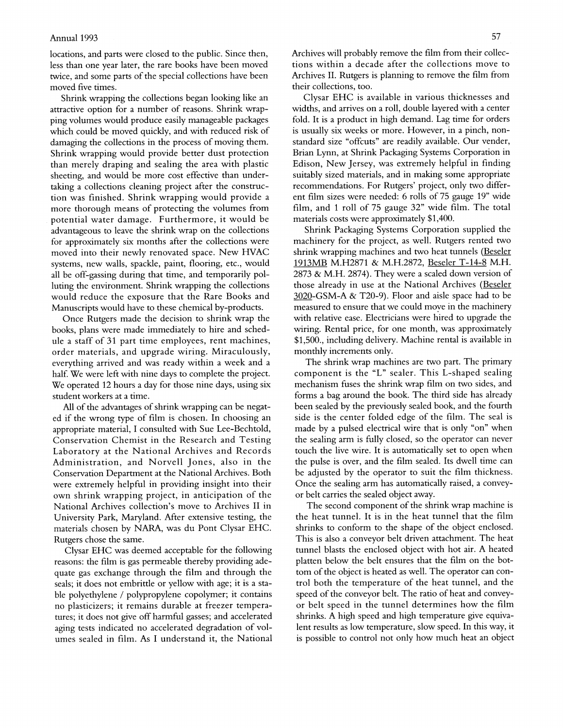locations, and parts were closed to the public. Since then, less than one year later, the rare books have been moved twice, and some parts of the special collections have been moved five times.

Shrink wrapping the collections began looking like an attractive option for a number of reasons. Shrink wrapping volumes would produce easily manageable packages which could be moved quickly, and with reduced risk of damaging the collections in the process of moving them. Shrink wrapping would provide better dust protection than merely draping and sealing the area with plastic sheeting, and would be more cost effective than undertaking a collections cleaning project after the construction was finished. Shrink wrapping would provide a more thorough means of protecting the volumes from potential water damage. Furthermore, it would be advantageous to leave the shrink wrap on the collections for approximately six months after the collections were moved into their newly renovated space. New HVAC systems, new walls, spackle, paint, flooring, etc., would all be off-gassing during that time, and temporarily polluting the environment. Shrink wrapping the collections would reduce the exposure that the Rare Books and Manuscripts would have to these chemical by-products.

Once Rutgers made the decision to shrink wrap the books, plans were made immediately to hire and schedule a staff of 31 part time employees, rent machines, order materials, and upgrade wiring. Miraculously, everything arrived and was ready within a week and a half. We were left with nine days to complete the project. We operated 12 hours a day for those nine days, using six student workers at a time.

All of the advantages of shrink wrapping can be negated if the wrong type of film is chosen. In choosing an appropriate material, I consulted with Sue Lee-Bechtold, Conservation Chemist in the Research and Testing Laboratory at the National Archives and Records Administration, and Norvell Jones, also in the Conservation Department at the National Archives. Both were extremely helpful in providing insight into their own shrink wrapping project, in anticipation of the National Archives collection's move to Archives II in University Park, Maryland. After extensive testing, the materials chosen by NARA, was du Pont Clysar EHC. Rutgers chose the same.

Clysar EHC was deemed acceptable for the following reasons: the film is gas permeable thereby providing adequate gas exchange through the film and through the seals; it does not embrittle or yellow with age; it is a stable polyethylene / polypropylene copolymer; it contains no plasticizers; it remains durable at freezer temperatures; it does not give off harmful gasses; and accelerated aging tests indicated no accelerated degradation of volumes sealed in film. As I understand it, the National Archives will probably remove the film from their collections within a decade after the collections move to Archives II. Rutgers is planning to remove the film from their collections, too.

Clysar EHC is available in various thicknesses and widths, and arrives on a roll, double layered with a center fold. It is a product in high demand. Lag time for orders is usually six weeks or more. However, in a pinch, non-standard size "offcuts" are readily available. Our vender, Brian Lynn, at Shrink Packaging Systems Corporation in Edison, New Jersey, was extremely helpful in finding suitably sized materials, and in making some appropriate recommendations. For Rutgers' project, only two different film sizes were needed: 6 rolls of 75 gauge 19" wide film, and 1 roll of 75 gauge 32" wide film. The total materials costs were approximately $1,400.

Shrink Packaging Systems Corporation supplied the machinery for the project, as well. Rutgers rented two shrink wrapping machines and two heat tunnels (Beseler 1913MB M.H2871 & M.H.2872, Beseler T-14-8 M.H. 2873 & M.H. 2874). They were a scaled down version of those already in use at the National Archives (Beseler 3020-GSM-A & T20-9). Floor and aisle space had to be measured to ensure that we could move in the machinery with relative ease. Electricians were hired to upgrade the wiring. Rental price, for one month, was approximately $1,500., including delivery. Machine rental is available in monthly increments only.

The shrink wrap machines are two part. The primary component is the "L" sealer. This L-shaped sealing mechanism fuses the shrink wrap film on two sides, and forms a bag around the book. The third side has already been sealed by the previously sealed book, and the fourth side is the center folded edge of the film. The seal is made by a pulsed electrical wire that is only "on" when the sealing arm is fully closed, so the operator can never touch the live wire. It is automatically set to open when the pulse is over, and the film sealed. Its dwell time can be adjusted by the operator to suit the film thickness. Once the sealing arm has automatically raised, a conveyor belt carries the sealed object away.

The second component of the shrink wrap machine is the heat tunnel. It is in the heat tunnel that the film shrinks to conform to the shape of the object enclosed. This is also a conveyor belt driven attachment. The heat tunnel blasts the enclosed object with hot air. A heated platten below the belt ensures that the film on the bottom of the object is heated as well. The operator can control both the temperature of the heat tunnel, and the speed of the conveyor belt. The ratio of heat and conveyor belt speed in the tunnel determines how the film shrinks. A high speed and high temperature give equivalent results as low temperature, slow speed. In this way, it is possible to control not only how much heat an object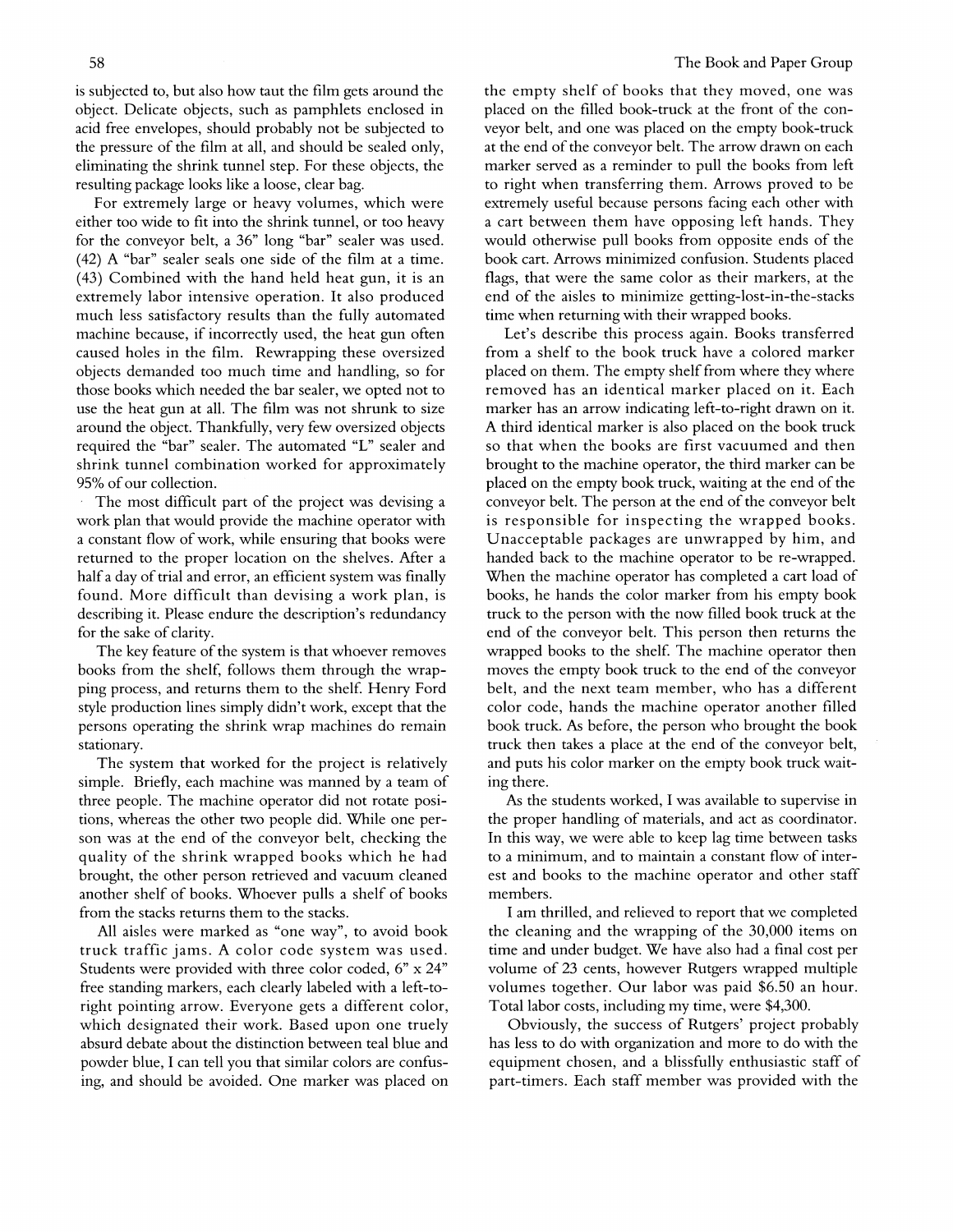is subjected to, but also how taut the film gets around the object. Delicate objects, such as pamphlets enclosed in acid free envelopes, should probably not be subjected to the pressure of the film at all, and should be sealed only, eliminating the shrink tunnel step. For these objects, the resulting package looks like a loose, clear bag.

For extremely large or heavy volumes, which were either too wide to fit into the shrink tunnel, or too heavy for the conveyor belt, a 36" long "bar" sealer was used. (42) A "bar" sealer seals one side of the film at a time. (43) Combined with the hand held heat gun, it is an extremely labor intensive operation. It also produced much less satisfactory results than the fully automated machine because, if incorrectly used, the heat gun often caused holes in the film. Rewrapping these oversized objects demanded too much time and handling, so for those books which needed the bar sealer, we opted not to use the heat gun at all. The film was not shrunk to size around the object. Thankfully, very few oversized objects required the "bar" sealer. The automated "L" sealer and shrink tunnel combination worked for approximately 95% of our collection.

The most difficult part of the project was devising a work plan that would provide the machine operator with a constant flow of work, while ensuring that books were returned to the proper location on the shelves. After a half a day of trial and error, an efficient system was finally found. More difficult than devising a work plan, is describing it. Please endure the description's redundancy for the sake of clarity.

The key feature of the system is that whoever removes books from the shelf, follows them through the wrapping process, and returns them to the shelf. Henry Ford style production lines simply didn't work, except that the persons operating the shrink wrap machines do remain stationary.

The system that worked for the project is relatively simple. Briefly, each machine was manned by a team of three people. The machine operator did not rotate positions, whereas the other two people did. While one person was at the end of the conveyor belt, checking the quality of the shrink wrapped books which he had brought, the other person retrieved and vacuum cleaned another shelf of books. Whoever pulls a shelf of books from the stacks returns them to the stacks.

All aisles were marked as "one way", to avoid book truck traffic jams. A color code system was used. Students were provided with three color coded, 6" x 24" free standing markers, each clearly labeled with a left-to-right pointing arrow. Everyone gets a different color, which designated their work. Based upon one truely absurd debate about the distinction between teal blue and powder blue, I can tell you that similar colors are confusing, and should be avoided. One marker was placed on the empty shelf of books that they moved, one was placed on the filled book-truck at the front of the conveyor belt, and one was placed on the empty book-truck at the end of the conveyor belt. The arrow drawn on each marker served as a reminder to pull the books from left to right when transferring them. Arrows proved to be extremely useful because persons facing each other with a cart between them have opposing left hands. They would otherwise pull books from opposite ends of the book cart. Arrows minimized confusion. Students placed flags, that were the same color as their markers, at the end of the aisles to minimize getting-lost-in-the-stacks time when returning with their wrapped books.

Let's describe this process again. Books transferred from a shelf to the book truck have a colored marker placed on them. The empty shelf from where they where removed has an identical marker placed on it. Each marker has an arrow indicating left-to-right drawn on it. A third identical marker is also placed on the book truck so that when the books are first vacuumed and then brought to the machine operator, the third marker can be placed on the empty book truck, waiting at the end of the conveyor belt. The person at the end of the conveyor belt is responsible for inspecting the wrapped books. Unacceptable packages are unwrapped by him, and handed back to the machine operator to be re-wrapped. When the machine operator has completed a cart load of books, he hands the color marker from his empty book truck to the person with the now filled book truck at the end of the conveyor belt. This person then returns the wrapped books to the shelf. The machine operator then moves the empty book truck to the end of the conveyor belt, and the next team member, who has a different color code, hands the machine operator another filled book truck. As before, the person who brought the book truck then takes a place at the end of the conveyor belt, and puts his color marker on the empty book truck waiting there.

As the students worked, I was available to supervise in the proper handling of materials, and act as coordinator. In this way, we were able to keep lag time between tasks to a minimum, and to maintain a constant flow of interest and books to the machine operator and other staff members.

I am thrilled, and relieved to report that we completed the cleaning and the wrapping of the 30,000 items on time and under budget. We have also had a final cost per volume of 23 cents, however Rutgers wrapped multiple volumes together. Our labor was paid $6.50 an hour. Total labor costs, including my time, were $4,300.

Obviously, the success of Rutgers' project probably has less to do with organization and more to do with the equipment chosen, and a blissfully enthusiastic staff of part-timers. Each staff member was provided with the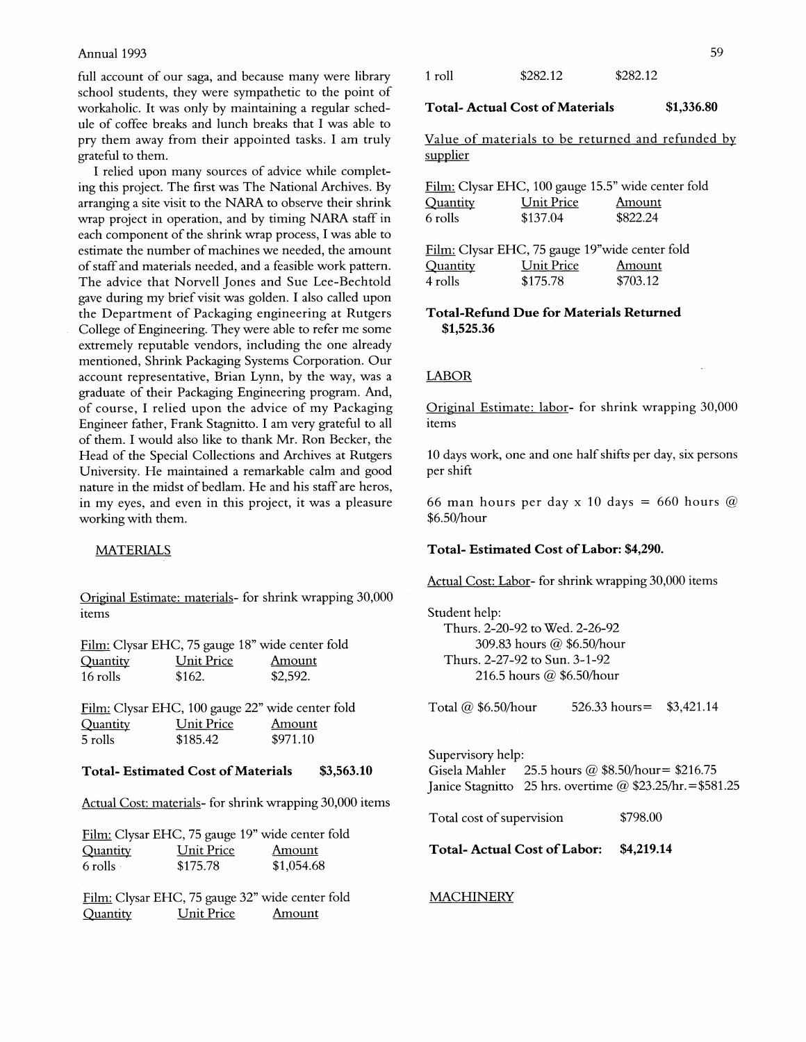full account of our saga, and because many were library school students, they were sympathetic to the point of workaholic. It was only by maintaining a regular schedule of coffee breaks and lunch breaks that I was able to pry them away from their appointed tasks. I am truly grateful to them.

I relied upon many sources of advice while completing this project. The first was The National Archives. By arranging a site visit to the NARA to observe their shrink wrap project in operation, and by timing NARA staff in each component of the shrink wrap process, I was able to estimate the number of machines we needed, the amount of staff and materials needed, and a feasible work pattern. The advice that Norvell Jones and Sue Lee-Bechtold gave during my brief visit was golden. I also called upon the Department of Packaging engineering at Rutgers College of Engineering. They were able to refer me some extremely reputable vendors, including the one already mentioned, Shrink Packaging Systems Corporation. Our account representative, Brian Lynn, by the way, was a graduate of their Packaging Engineering program. And, of course, I relied upon the advice of my Packaging Engineer father, Frank Stagnitto. I am very grateful to all of them. I would also like to thank Mr. Ron Becker, the Head of the Special Collections and Archives at Rutgers University. He maintained a remarkable calm and good nature in the midst of bedlam. He and his staff are heros, in my eyes, and even in this project, it was a pleasure working with them.

## MATERIALS

Original Estimate: materials- for shrink wrapping 30,000 items

Film: Clysar EHC, 75 gauge 18" wide center fold

| Quantity | Unit Price | Amount |
|---|---|---|
| 16 rolls | $162. | $2,592. |

Film: Clysar EHC, 100 gauge 22" wide center fold

| Quantity | Unit Price | Amount |
|---|---|---|
| 5 rolls | $185.42 | $971.10 |

**Total- Estimated Cost of Materials $3,563.10**

Actual Cost: materials- for shrink wrapping 30,000 items

Film: Clysar EHC, 75 gauge 19" wide center fold

| Quantity | Unit Price | Amount |
|---|---|---|
| 6 rolls | $175.78 | $1,054.68 |

Film: Clysar EHC, 75 gauge 32" wide center fold

| Quantity | Unit Price | Amount |
|---|---|---|
| 1 roll | $282.12 | $282.12 |

**Total- Actual Cost of Materials $1,336.80**

Value of materials to be returned and refunded by supplier

Film: Clysar EHC, 100 gauge 15.5" wide center fold

| Quantity | Unit Price | Amount |
|---|---|---|
| 6 rolls | $137.04 | $822.24 |

Film: Clysar EHC, 75 gauge 19"wide center fold

| Quantity | Unit Price | Amount |
|---|---|---|
| 4 rolls | $175.78 | $703.12 |

**Total-Refund Due for Materials Returned $1,525.36**

## LABOR

Original Estimate: labor- for shrink wrapping 30,000 items

10 days work, one and one half shifts per day, six persons per shift

66 man hours per day x 10 days = 660 hours @ $6.50/hour

**Total- Estimated Cost of Labor: $4,290.**

Actual Cost: Labor- for shrink wrapping 30,000 items

Student help:

Thurs. 2-20-92 to Wed. 2-26-92
309.83 hours @ $6.50/hour

Thurs. 2-27-92 to Sun. 3-1-92
216.5 hours @ $6.50/hour

Total @ $6.50/hour 526.33 hours= $3,421.14

Supervisory help:
Gisela Mahler 25.5 hours @ $8.50/hour= $216.75
Janice Stagnitto 25 hrs. overtime @ $23.25/hr.=$581.25

Total cost of supervision $798.00

**Total- Actual Cost of Labor: $4,219.14**

## MACHINERY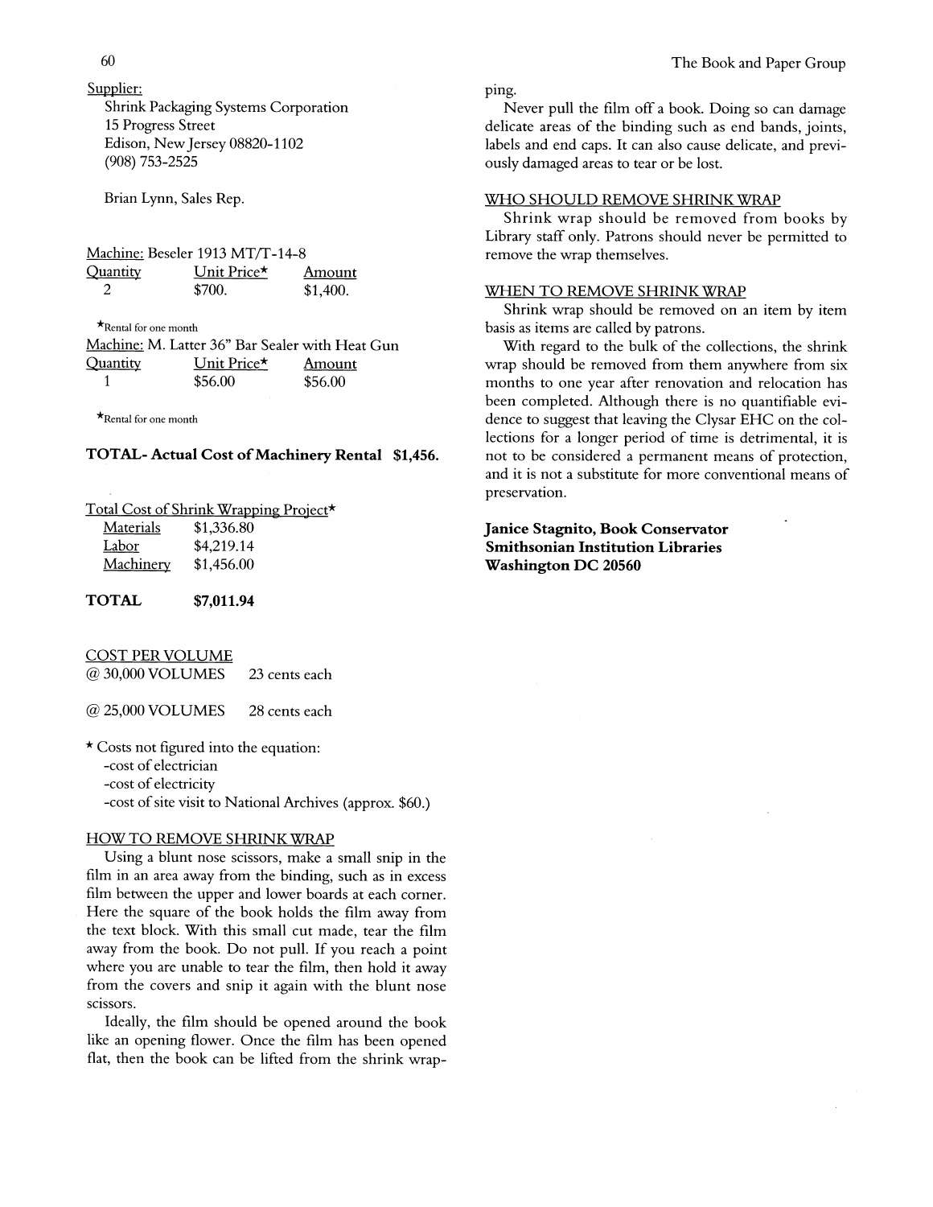Supplier:

Shrink Packaging Systems Corporation
15 Progress Street
Edison, New Jersey 08820-1102
(908) 753-2525

Brian Lynn, Sales Rep.

Machine: Beseler 1913 MT/T-14-8

| Quantity | Unit Price* | Amount |
|---|---|---|
| 2 | $700. | $1,400. |

*Rental for one month

Machine: M. Latter 36" Bar Sealer with Heat Gun

| Quantity | Unit Price* | Amount |
|---|---|---|
| 1 | $56.00 | $56.00 |

*Rental for one month

**TOTAL- Actual Cost of Machinery Rental $1,456.**

Total Cost of Shrink Wrapping Project*

| | |
|---|---|
| Materials | $1,336.80 |
| Labor | $4,219.14 |
| Machinery | $1,456.00 |
| **TOTAL** | **$7,011.94** |

COST PER VOLUME

@ 30,000 VOLUMES 23 cents each

@ 25,000 VOLUMES 28 cents each

* Costs not figured into the equation:
  - -cost of electrician
  - -cost of electricity
  - -cost of site visit to National Archives (approx. $60.)

HOW TO REMOVE SHRINK WRAP

Using a blunt nose scissors, make a small snip in the film in an area away from the binding, such as in excess film between the upper and lower boards at each corner. Here the square of the book holds the film away from the text block. With this small cut made, tear the film away from the book. Do not pull. If you reach a point where you are unable to tear the film, then hold it away from the covers and snip it again with the blunt nose scissors.

Ideally, the film should be opened around the book like an opening flower. Once the film has been opened flat, then the book can be lifted from the shrink wrapping.

Never pull the film off a book. Doing so can damage delicate areas of the binding such as end bands, joints, labels and end caps. It can also cause delicate, and previously damaged areas to tear or be lost.

WHO SHOULD REMOVE SHRINK WRAP

Shrink wrap should be removed from books by Library staff only. Patrons should never be permitted to remove the wrap themselves.

WHEN TO REMOVE SHRINK WRAP

Shrink wrap should be removed on an item by item basis as items are called by patrons.

With regard to the bulk of the collections, the shrink wrap should be removed from them anywhere from six months to one year after renovation and relocation has been completed. Although there is no quantifiable evidence to suggest that leaving the Clysar EHC on the collections for a longer period of time is detrimental, it is not to be considered a permanent means of protection, and it is not a substitute for more conventional means of preservation.

**Janice Stagnito, Book Conservator**
**Smithsonian Institution Libraries**
**Washington DC 20560**